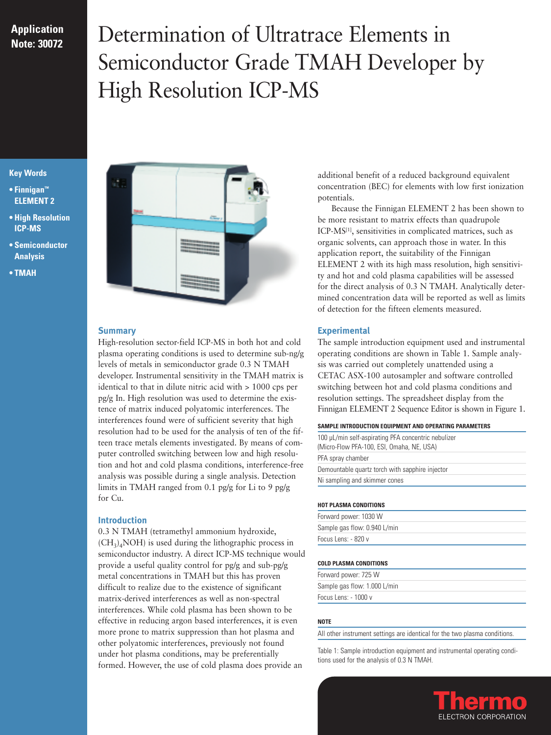**Application Note: 30072**

# Determination of Ultratrace Elements in Semiconductor Grade TMAH Developer by High Resolution ICP-MS

**Key Words**

- **Finnigan™ ELEMENT 2**
- **High Resolution ICP-MS**
- **Semiconductor Analysis**
- **TMAH**

## Summary

High-resolution sector-field ICP-MS in both hot and cold plasma operating conditions is used to determine sub-ng/g levels of metals in semiconductor grade 0.3 N TMAH developer. Instrumental sensitivity in the TMAH matrix is identical to that in dilute nitric acid with > 1000 cps per pg/g In. High resolution was used to determine the existence of matrix induced polyatomic interferences. The interferences found were of sufficient severity that high resolution had to be used for the analysis of ten of the fifteen trace metals elements investigated. By means of computer controlled switching between low and high resolution and hot and cold plasma conditions, interference-free analysis was possible during a single analysis. Detection limits in TMAH ranged from 0.1 pg/g for Li to 9 pg/g for Cu.

## Introduction

0.3 N TMAH (tetramethyl ammonium hydroxide, $(CH_3)_4NOH$) is used during the lithographic process in semiconductor industry. A direct ICP-MS technique would provide a useful quality control for pg/g and sub-pg/g metal concentrations in TMAH but this has proven difficult to realize due to the existence of significant matrix-derived interferences as well as non-spectral interferences. While cold plasma has been shown to be effective in reducing argon based interferences, it is even more prone to matrix suppression than hot plasma and other polyatomic interferences, previously not found under hot plasma conditions, may be preferentially formed. However, the use of cold plasma does provide an additional benefit of a reduced background equivalent concentration (BEC) for elements with low first ionization potentials.

Because the Finnigan ELEMENT 2 has been shown to be more resistant to matrix effects than quadrupole ICP-MS[1], sensitivities in complicated matrices, such as organic solvents, can approach those in water. In this application report, the suitability of the Finnigan ELEMENT 2 with its high mass resolution, high sensitivity and hot and cold plasma capabilities will be assessed for the direct analysis of 0.3 N TMAH. Analytically determined concentration data will be reported as well as limits of detection for the fifteen elements measured.

## Experimental

The sample introduction equipment used and instrumental operating conditions are shown in Table 1. Sample analysis was carried out completely unattended using a CETAC ASX-100 autosampler and software controlled switching between hot and cold plasma conditions and resolution settings. The spreadsheet display from the Finnigan ELEMENT 2 Sequence Editor is shown in Figure 1.

| SAMPLE INTRODUCTION EQUIPMENT AND OPERATING PARAMETERS |
|---|
| 100 µL/min self-aspirating PFA concentric nebulizer (Micro-Flow PFA-100, ESI, Omaha, NE, USA) |
| PFA spray chamber |
| Demountable quartz torch with sapphire injector |
| Ni sampling and skimmer cones |
| **HOT PLASMA CONDITIONS** |
| Forward power: 1030 W |
| Sample gas flow: 0.940 L/min |
| Focus Lens: - 820 v |
| **COLD PLASMA CONDITIONS** |
| Forward power: 725 W |
| Sample gas flow: 1.000 L/min |
| Focus Lens: - 1000 v |
| **NOTE** |
| All other instrument settings are identical for the two plasma conditions. |

Table 1: Sample introduction equipment and instrumental operating conditions used for the analysis of 0.3 N TMAH.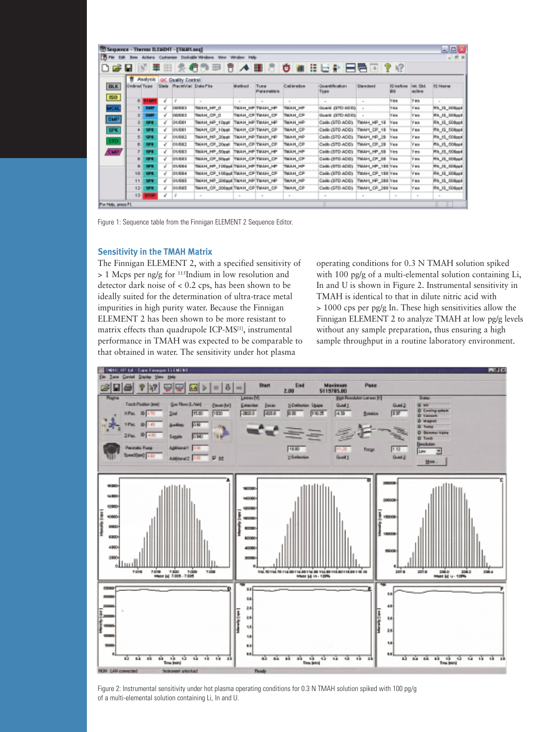Figure 1: Sequence table from the Finnigan ELEMENT 2 Sequence Editor.

### Sensitivity in the TMAH Matrix

The Finnigan ELEMENT 2, with a specified sensitivity of > 1 Mcps per ng/g for $^{115}$Indium in low resolution and detector dark noise of < 0.2 cps, has been shown to be ideally suited for the determination of ultra-trace metal impurities in high purity water. Because the Finnigan ELEMENT 2 has been shown to be more resistant to matrix effects than quadrupole ICP-MS[1], instrumental performance in TMAH was expected to be comparable to that obtained in water. The sensitivity under hot plasma operating conditions for 0.3 N TMAH solution spiked with 100 pg/g of a multi-elemental solution containing Li, In and U is shown in Figure 2. Instrumental sensitivity in TMAH is identical to that in dilute nitric acid with > 1000 cps per pg/g In. These high sensitivities allow the Finnigan ELEMENT 2 to analyze TMAH at low pg/g levels without any sample preparation, thus ensuring a high sample throughput in a routine laboratory environment.

Figure 2: Instrumental sensitivity under hot plasma operating conditions for 0.3 N TMAH solution spiked with 100 pg/g of a multi-elemental solution containing Li, In and U.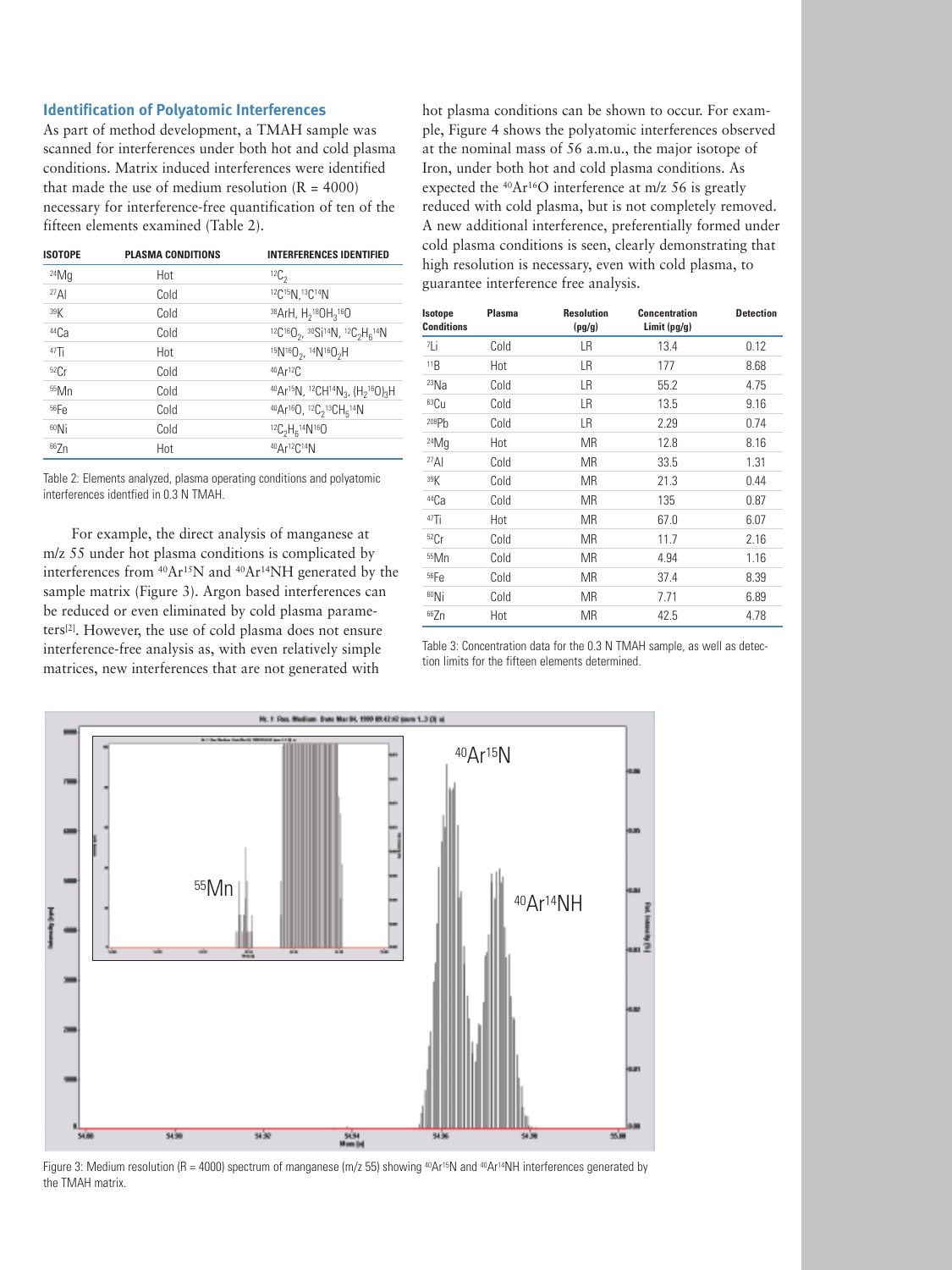### Identification of Polyatomic Interferences

As part of method development, a TMAH sample was scanned for interferences under both hot and cold plasma conditions. Matrix induced interferences were identified that made the use of medium resolution (R = 4000) necessary for interference-free quantification of ten of the fifteen elements examined (Table 2).

| ISOTOPE | PLASMA CONDITIONS | INTERFERENCES IDENTIFIED |
|---|---|---|
| $^{24}Mg$ | Hot | $^{12}C_2$ |
| $^{27}Al$ | Cold | $^{12}C^{15}N$, $^{13}C^{14}N$ |
| $^{39}K$ | Cold | $^{38}ArH$, $H_2{}^{18}OH_3{}^{16}O$ |
| $^{44}Ca$ | Cold | $^{12}C^{16}O_2$, $^{30}Si^{14}N$, $^{12}C_2H_6{}^{14}N$ |
| $^{47}Ti$ | Hot | $^{15}N^{16}O_2$, $^{14}N^{16}O_2H$ |
| $^{52}Cr$ | Cold | $^{40}Ar^{12}C$ |
| $^{55}Mn$ | Cold | $^{40}Ar^{15}N$, $^{12}CH^{14}N_3$, $(H_2{}^{16}O)_3H$ |
| $^{56}Fe$ | Cold | $^{40}Ar^{16}O$, $^{12}C_2{}^{13}CH_5{}^{14}N$ |
| $^{60}Ni$ | Cold | $^{12}C_2H_6{}^{14}N^{16}O$ |
| $^{66}Zn$ | Hot | $^{40}Ar^{12}C^{14}N$ |

Table 2: Elements analyzed, plasma operating conditions and polyatomic interferences identfied in 0.3 N TMAH.

For example, the direct analysis of manganese at m/z 55 under hot plasma conditions is complicated by interferences from $^{40}Ar^{15}N$ and $^{40}Ar^{14}NH$ generated by the sample matrix (Figure 3). Argon based interferences can be reduced or even eliminated by cold plasma parameters[2]. However, the use of cold plasma does not ensure interference-free analysis as, with even relatively simple matrices, new interferences that are not generated with hot plasma conditions can be shown to occur. For example, Figure 4 shows the polyatomic interferences observed at the nominal mass of 56 a.m.u., the major isotope of Iron, under both hot and cold plasma conditions. As expected the $^{40}Ar^{16}O$ interference at m/z 56 is greatly reduced with cold plasma, but is not completely removed. A new additional interference, preferentially formed under cold plasma conditions is seen, clearly demonstrating that high resolution is necessary, even with cold plasma, to guarantee interference free analysis.

| Isotope Conditions | Plasma | Resolution (pg/g) | Concentration Limit (pg/g) | Detection |
|---|---|---|---|---|
| $^{7}Li$ | Cold | LR | 13.4 | 0.12 |
| $^{11}B$ | Hot | LR | 177 | 8.68 |
| $^{23}Na$ | Cold | LR | 55.2 | 4.75 |
| $^{63}Cu$ | Cold | LR | 13.5 | 9.16 |
| $^{208}Pb$ | Cold | LR | 2.29 | 0.74 |
| $^{24}Mg$ | Hot | MR | 12.8 | 8.16 |
| $^{27}Al$ | Cold | MR | 33.5 | 1.31 |
| $^{39}K$ | Cold | MR | 21.3 | 0.44 |
| $^{44}Ca$ | Cold | MR | 135 | 0.87 |
| $^{47}Ti$ | Hot | MR | 67.0 | 6.07 |
| $^{52}Cr$ | Cold | MR | 11.7 | 2.16 |
| $^{55}Mn$ | Cold | MR | 4.94 | 1.16 |
| $^{56}Fe$ | Cold | MR | 37.4 | 8.39 |
| $^{60}Ni$ | Cold | MR | 7.71 | 6.89 |
| $^{66}Zn$ | Hot | MR | 42.5 | 4.78 |

Table 3: Concentration data for the 0.3 N TMAH sample, as well as detection limits for the fifteen elements determined.

Figure 3: Medium resolution (R = 4000) spectrum of manganese (m/z 55) showing $^{40}Ar^{15}N$ and $^{40}Ar^{14}NH$ interferences generated by the TMAH matrix.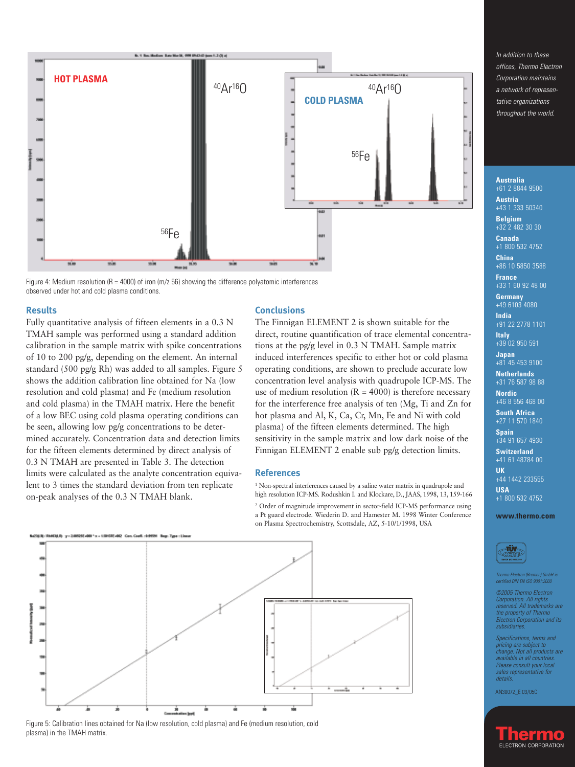HOT PLASMA

$^{40}Ar^{16}O$

$^{56}Fe$

COLD PLASMA

$^{40}Ar^{16}O$

$^{56}Fe$

Figure 4: Medium resolution (R = 4000) of iron (m/z 56) showing the difference polyatomic interferences observed under hot and cold plasma conditions.

## Results

Fully quantitative analysis of fifteen elements in a 0.3 N TMAH sample was performed using a standard addition calibration in the sample matrix with spike concentrations of 10 to 200 pg/g, depending on the element. An internal standard (500 pg/g Rh) was added to all samples. Figure 5 shows the addition calibration line obtained for Na (low resolution and cold plasma) and Fe (medium resolution and cold plasma) in the TMAH matrix. Here the benefit of a low BEC using cold plasma operating conditions can be seen, allowing low pg/g concentrations to be determined accurately. Concentration data and detection limits for the fifteen elements determined by direct analysis of 0.3 N TMAH are presented in Table 3. The detection limits were calculated as the analyte concentration equivalent to 3 times the standard deviation from ten replicate on-peak analyses of the 0.3 N TMAH blank.

## Conclusions

The Finnigan ELEMENT 2 is shown suitable for the direct, routine quantification of trace elemental concentrations at the pg/g level in 0.3 N TMAH. Sample matrix induced interferences specific to either hot or cold plasma operating conditions, are shown to preclude accurate low concentration level analysis with quadrupole ICP-MS. The use of medium resolution (R = 4000) is therefore necessary for the interference free analysis of ten (Mg, Ti and Zn for hot plasma and Al, K, Ca, Cr, Mn, Fe and Ni with cold plasma) of the fifteen elements determined. The high sensitivity in the sample matrix and low dark noise of the Finnigan ELEMENT 2 enable sub pg/g detection limits.

## References

[1] Non-spectral interferences caused by a saline water matrix in quadrupole and high resolution ICP-MS. Rodushkin I. and Klockare, D., JAAS, 1998, 13, 159-166

[2] Order of magnitude improvement in sector-field ICP-MS performance using a Pt guard electrode. Wiederin D. and Hamester M. 1998 Winter Conference on Plasma Spectrochemistry, Scottsdale, AZ, 5-10/1/1998, USA

Figure 5: Calibration lines obtained for Na (low resolution, cold plasma) and Fe (medium resolution, cold plasma) in the TMAH matrix.

*In addition to these offices, Thermo Electron Corporation maintains a network of representative organizations throughout the world.*

**Australia**
+61 2 8844 9500
**Austria**
+43 1 333 50340
**Belgium**
+32 2 482 30 30
**Canada**
+1 800 532 4752
**China**
+86 10 5850 3588
**France**
+33 1 60 92 48 00
**Germany**
+49 6103 4080
**India**
+91 22 2778 1101
**Italy**
+39 02 950 591
**Japan**
+81 45 453 9100
**Netherlands**
+31 76 587 98 88
**Nordic**
+46 8 556 468 00
**South Africa**
+27 11 570 1840
**Spain**
+34 91 657 4930
**Switzerland**
+41 61 48784 00
**UK**
+44 1442 233555
**USA**
+1 800 532 4752

**www.thermo.com**

*Thermo Electron (Bremen) GmbH is certified DIN EN ISO 9001:2000*

*©2005 Thermo Electron Corporation. All rights reserved. All trademarks are the property of Thermo Electron Corporation and its subsidiaries.*

*Specifications, terms and pricing are subject to change. Not all products are available in all countries. Please consult your local sales representative for details.*

AN30072_E 03/05C

Thermo
ELECTRON CORPORATION